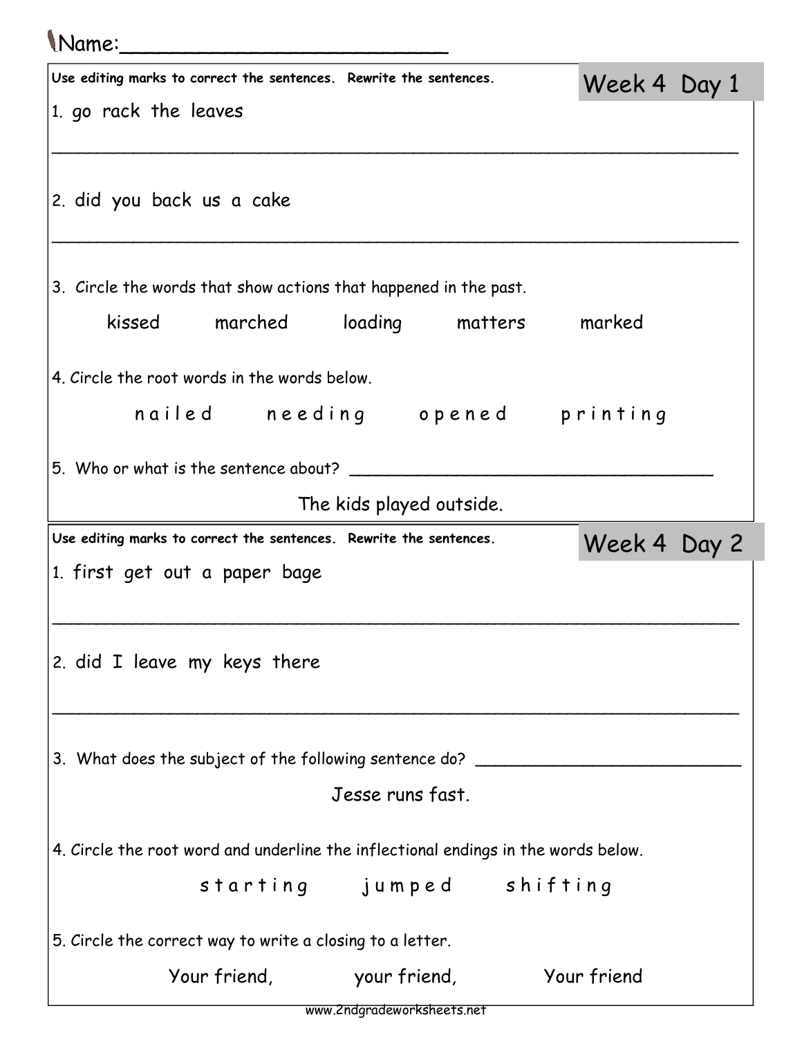Name:___________________________

## Week 4 Day 1

**Use editing marks to correct the sentences. Rewrite the sentences.**

1. go rack the leaves

_______________________________________________________________

2. did you back us a cake

_______________________________________________________________

3. Circle the words that show actions that happened in the past.

kissed     marched     loading     matters     marked

4. Circle the root words in the words below.

n a i l e d     n e e d i n g     o p e n e d     p r i n t i n g

5. Who or what is the sentence about? ___________________________________

The kids played outside.

## Week 4 Day 2

**Use editing marks to correct the sentences. Rewrite the sentences.**

1. first get out a paper bage

_______________________________________________________________

2. did I leave my keys there

_______________________________________________________________

3. What does the subject of the following sentence do? __________________________

Jesse runs fast.

4. Circle the root word and underline the inflectional endings in the words below.

s t a r t i n g     j u m p e d     s h i f t i n g

5. Circle the correct way to write a closing to a letter.

Your friend,     your friend,     Your friend

www.2ndgradeworksheets.net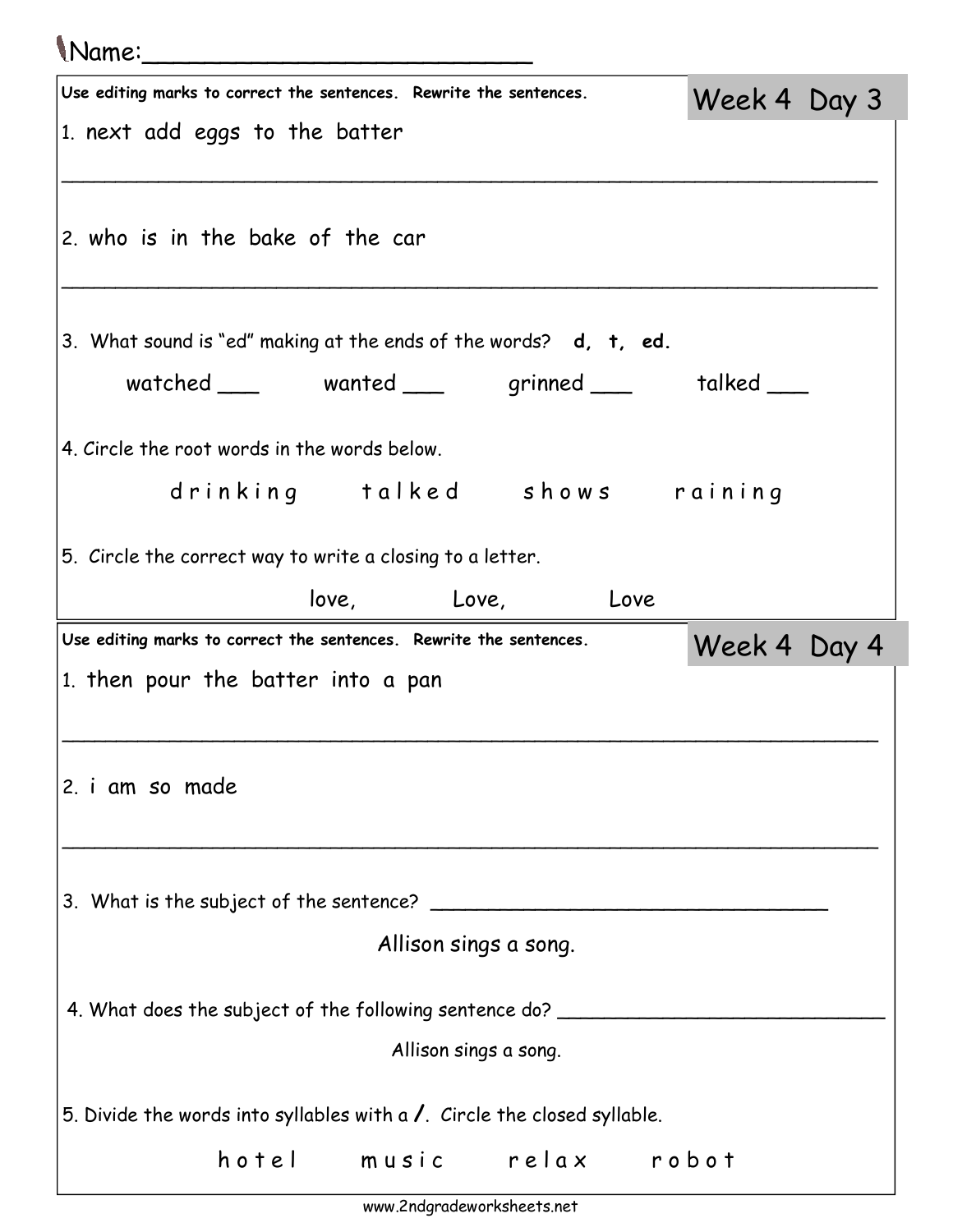Name:\_\_\_\_\_\_\_\_\_\_\_\_\_\_\_\_\_\_\_\_\_\_\_\_\_\_

## Week 4 Day 3

**Use editing marks to correct the sentences. Rewrite the sentences.**

1. next add eggs to the batter

\_\_\_\_\_\_\_\_\_\_\_\_\_\_\_\_\_\_\_\_\_\_\_\_\_\_\_\_\_\_\_\_\_\_\_\_\_\_\_\_\_\_\_\_\_\_\_\_\_\_\_\_\_\_\_\_\_\_\_\_

2. who is in the bake of the car

\_\_\_\_\_\_\_\_\_\_\_\_\_\_\_\_\_\_\_\_\_\_\_\_\_\_\_\_\_\_\_\_\_\_\_\_\_\_\_\_\_\_\_\_\_\_\_\_\_\_\_\_\_\_\_\_\_\_\_\_

3. What sound is "ed" making at the ends of the words? **d, t, ed.**

watched \_\_\_ wanted \_\_\_ grinned \_\_\_ talked \_\_\_

4. Circle the root words in the words below.

d r i n k i n g t a l k e d s h o w s r a i n i n g

5. Circle the correct way to write a closing to a letter.

love, Love, Love

## Week 4 Day 4

**Use editing marks to correct the sentences. Rewrite the sentences.**

1. then pour the batter into a pan

\_\_\_\_\_\_\_\_\_\_\_\_\_\_\_\_\_\_\_\_\_\_\_\_\_\_\_\_\_\_\_\_\_\_\_\_\_\_\_\_\_\_\_\_\_\_\_\_\_\_\_\_\_\_\_\_\_\_\_\_

2. i am so made

\_\_\_\_\_\_\_\_\_\_\_\_\_\_\_\_\_\_\_\_\_\_\_\_\_\_\_\_\_\_\_\_\_\_\_\_\_\_\_\_\_\_\_\_\_\_\_\_\_\_\_\_\_\_\_\_\_\_\_\_

3. What is the subject of the sentence? \_\_\_\_\_\_\_\_\_\_\_\_\_\_\_\_\_\_\_\_\_\_\_\_\_\_\_\_\_\_\_\_

Allison sings a song.

4. What does the subject of the following sentence do? \_\_\_\_\_\_\_\_\_\_\_\_\_\_\_\_\_\_\_\_\_\_\_\_\_\_\_\_

Allison sings a song.

5. Divide the words into syllables with a **/**. Circle the closed syllable.

h o t e l m u s i c r e l a x r o b o t

www.2ndgradeworksheets.net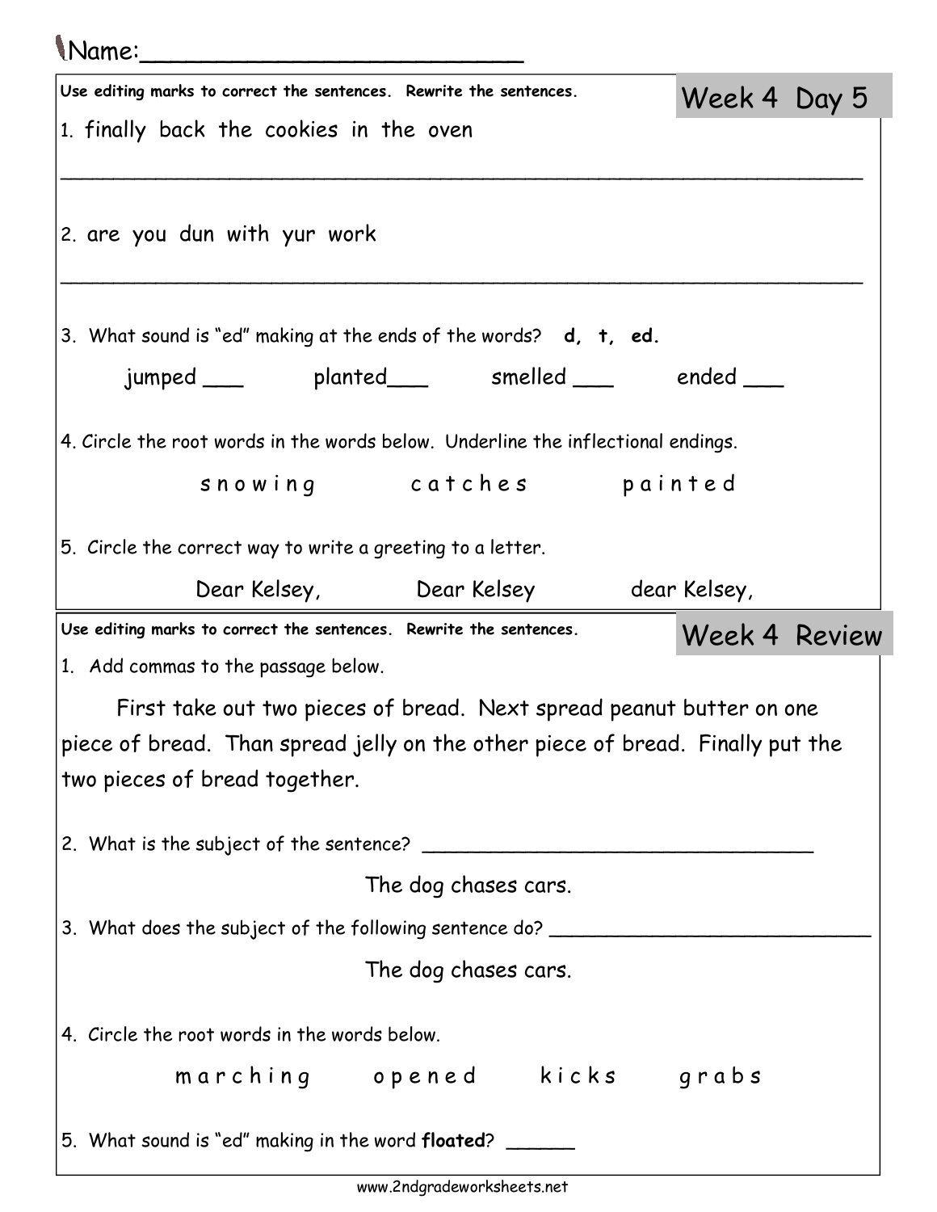Name:___________________________

Use editing marks to correct the sentences. Rewrite the sentences.

## Week 4 Day 5

1. finally back the cookies in the oven

_______________________________________________________________

2. are you dun with yur work

_______________________________________________________________

3. What sound is "ed" making at the ends of the words? **d, t, ed.**

jumped ___ planted___ smelled ___ ended ___

4. Circle the root words in the words below. Underline the inflectional endings.

s n o w i n g c a t c h e s p a i n t e d

5. Circle the correct way to write a greeting to a letter.

Dear Kelsey, Dear Kelsey dear Kelsey,

Use editing marks to correct the sentences. Rewrite the sentences.

## Week 4 Review

1. Add commas to the passage below.

First take out two pieces of bread. Next spread peanut butter on one piece of bread. Than spread jelly on the other piece of bread. Finally put the two pieces of bread together.

2. What is the subject of the sentence? _________________________________

The dog chases cars.

3. What does the subject of the following sentence do? ___________________________

The dog chases cars.

4. Circle the root words in the words below.

m a r c h i n g o p e n e d k i c k s g r a b s

5. What sound is "ed" making in the word **floated**? ______

www.2ndgradeworksheets.net